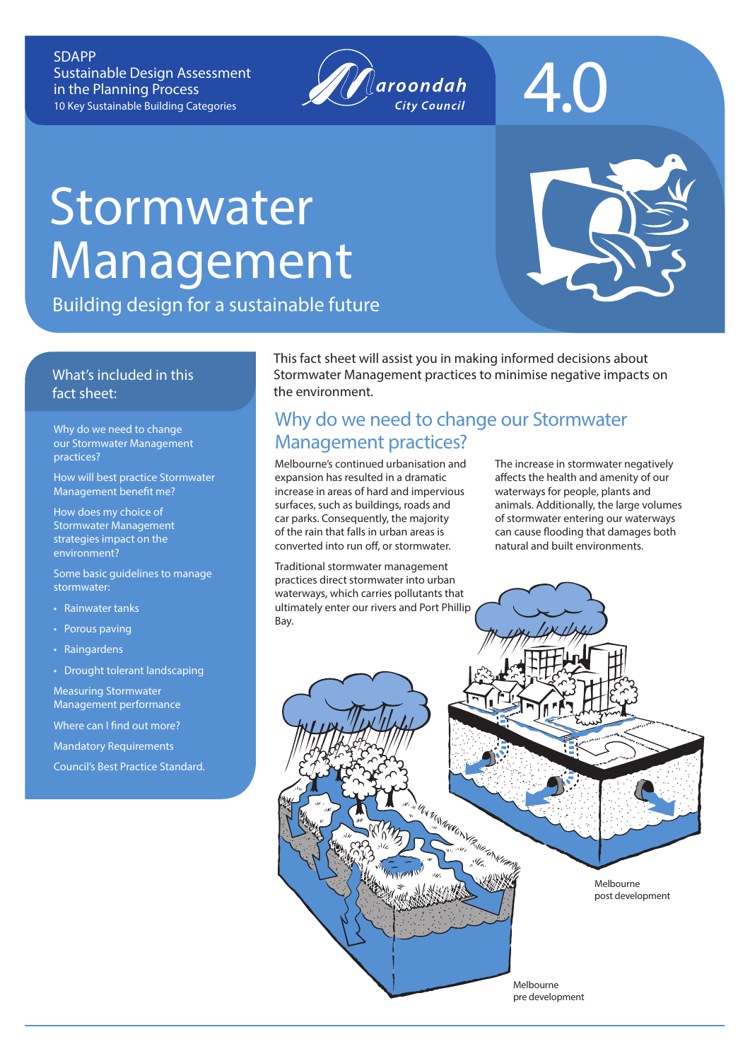SDAPP
Sustainable Design Assessment in the Planning Process
10 Key Sustainable Building Categories

Maroondah City Council

4.0

# Stormwater Management

Building design for a sustainable future

## What's included in this fact sheet:

- Why do we need to change our Stormwater Management practices?
- How will best practice Stormwater Management benefit me?
- How does my choice of Stormwater Management strategies impact on the environment?
- Some basic guidelines to manage stormwater:
  - Rainwater tanks
  - Porous paving
  - Raingardens
  - Drought tolerant landscaping
- Measuring Stormwater Management performance
- Where can I find out more?
- Mandatory Requirements
- Council's Best Practice Standard.

This fact sheet will assist you in making informed decisions about Stormwater Management practices to minimise negative impacts on the environment.

## Why do we need to change our Stormwater Management practices?

Melbourne's continued urbanisation and expansion has resulted in a dramatic increase in areas of hard and impervious surfaces, such as buildings, roads and car parks. Consequently, the majority of the rain that falls in urban areas is converted into run off, or stormwater.

Traditional stormwater management practices direct stormwater into urban waterways, which carries pollutants that ultimately enter our rivers and Port Phillip Bay.

The increase in stormwater negatively affects the health and amenity of our waterways for people, plants and animals. Additionally, the large volumes of stormwater entering our waterways can cause flooding that damages both natural and built environments.

Melbourne post development

Melbourne pre development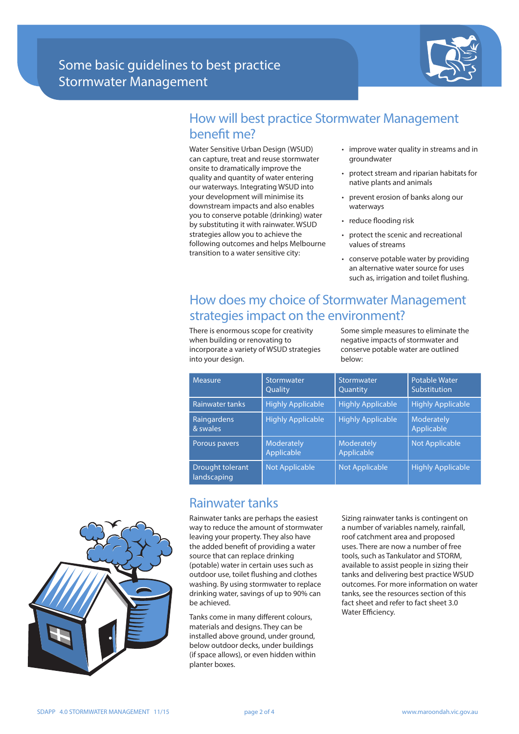# Some basic guidelines to best practice Stormwater Management

## How will best practice Stormwater Management benefit me?

Water Sensitive Urban Design (WSUD) can capture, treat and reuse stormwater onsite to dramatically improve the quality and quantity of water entering our waterways. Integrating WSUD into your development will minimise its downstream impacts and also enables you to conserve potable (drinking) water by substituting it with rainwater. WSUD strategies allow you to achieve the following outcomes and helps Melbourne transition to a water sensitive city:

- improve water quality in streams and in groundwater
- protect stream and riparian habitats for native plants and animals
- prevent erosion of banks along our waterways
- reduce flooding risk
- protect the scenic and recreational values of streams
- conserve potable water by providing an alternative water source for uses such as, irrigation and toilet flushing.

## How does my choice of Stormwater Management strategies impact on the environment?

There is enormous scope for creativity when building or renovating to incorporate a variety of WSUD strategies into your design.

Some simple measures to eliminate the negative impacts of stormwater and conserve potable water are outlined below:

| Measure | Stormwater Quality | Stormwater Quantity | Potable Water Substitution |
|---|---|---|---|
| Rainwater tanks | Highly Applicable | Highly Applicable | Highly Applicable |
| Raingardens & swales | Highly Applicable | Highly Applicable | Moderately Applicable |
| Porous pavers | Moderately Applicable | Moderately Applicable | Not Applicable |
| Drought tolerant landscaping | Not Applicable | Not Applicable | Highly Applicable |

## Rainwater tanks

Rainwater tanks are perhaps the easiest way to reduce the amount of stormwater leaving your property. They also have the added benefit of providing a water source that can replace drinking (potable) water in certain uses such as outdoor use, toilet flushing and clothes washing. By using stormwater to replace drinking water, savings of up to 90% can be achieved.

Tanks come in many different colours, materials and designs. They can be installed above ground, under ground, below outdoor decks, under buildings (if space allows), or even hidden within planter boxes.

Sizing rainwater tanks is contingent on a number of variables namely, rainfall, roof catchment area and proposed uses. There are now a number of free tools, such as Tankulator and STORM, available to assist people in sizing their tanks and delivering best practice WSUD outcomes. For more information on water tanks, see the resources section of this fact sheet and refer to fact sheet 3.0 Water Efficiency.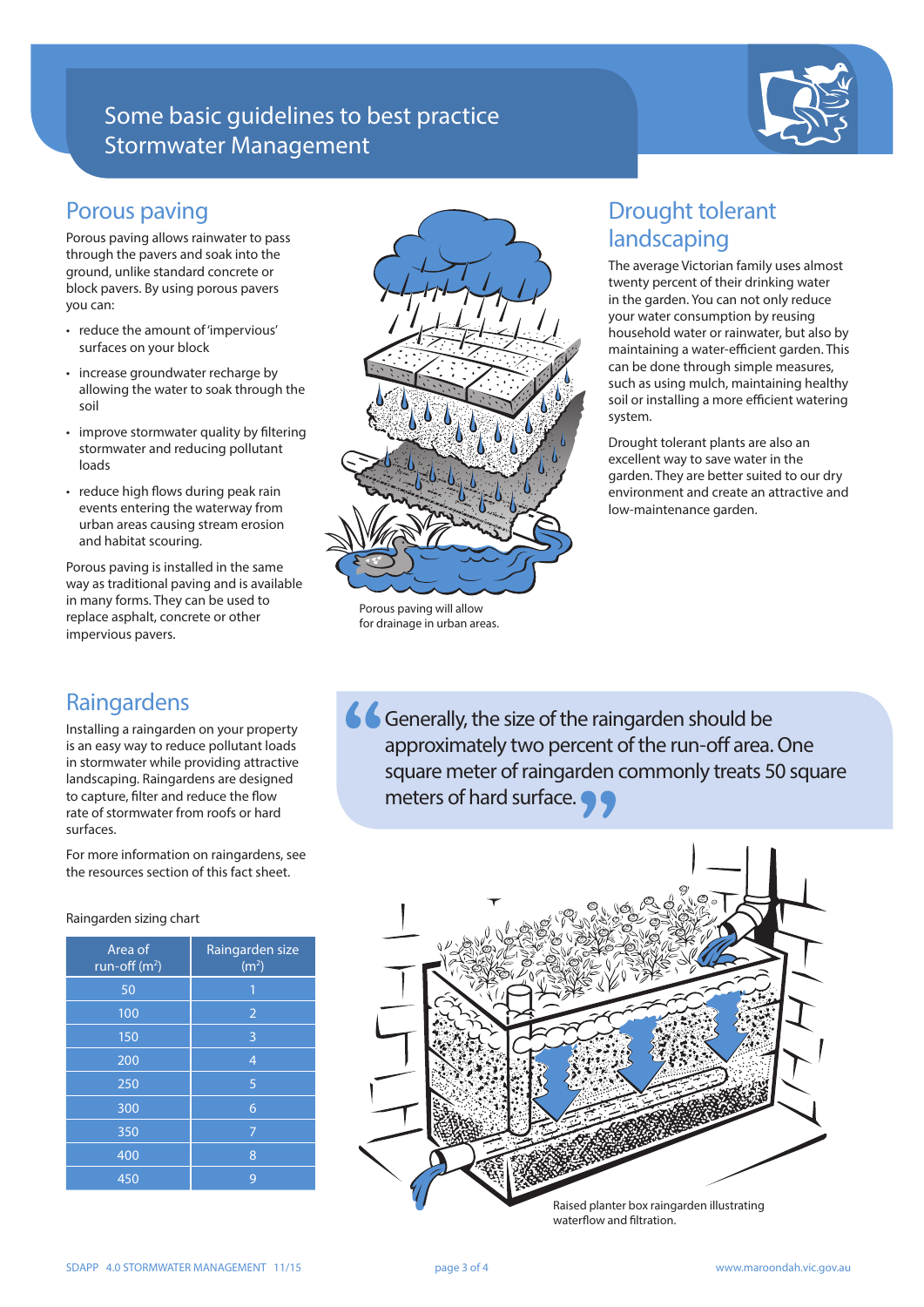# Some basic guidelines to best practice Stormwater Management

## Porous paving

Porous paving allows rainwater to pass through the pavers and soak into the ground, unlike standard concrete or block pavers. By using porous pavers you can:

- reduce the amount of 'impervious' surfaces on your block
- increase groundwater recharge by allowing the water to soak through the soil
- improve stormwater quality by filtering stormwater and reducing pollutant loads
- reduce high flows during peak rain events entering the waterway from urban areas causing stream erosion and habitat scouring.

Porous paving is installed in the same way as traditional paving and is available in many forms. They can be used to replace asphalt, concrete or other impervious pavers.

Porous paving will allow for drainage in urban areas.

## Drought tolerant landscaping

The average Victorian family uses almost twenty percent of their drinking water in the garden. You can not only reduce your water consumption by reusing household water or rainwater, but also by maintaining a water-efficient garden. This can be done through simple measures, such as using mulch, maintaining healthy soil or installing a more efficient watering system.

Drought tolerant plants are also an excellent way to save water in the garden. They are better suited to our dry environment and create an attractive and low-maintenance garden.

## Raingardens

Installing a raingarden on your property is an easy way to reduce pollutant loads in stormwater while providing attractive landscaping. Raingardens are designed to capture, filter and reduce the flow rate of stormwater from roofs or hard surfaces.

For more information on raingardens, see the resources section of this fact sheet.

> "Generally, the size of the raingarden should be approximately two percent of the run-off area. One square meter of raingarden commonly treats 50 square meters of hard surface."

Raingarden sizing chart

| Area of run-off ($m^2$) | Raingarden size ($m^2$) |
|---|---|
| 50 | 1 |
| 100 | 2 |
| 150 | 3 |
| 200 | 4 |
| 250 | 5 |
| 300 | 6 |
| 350 | 7 |
| 400 | 8 |
| 450 | 9 |

Raised planter box raingarden illustrating waterflow and filtration.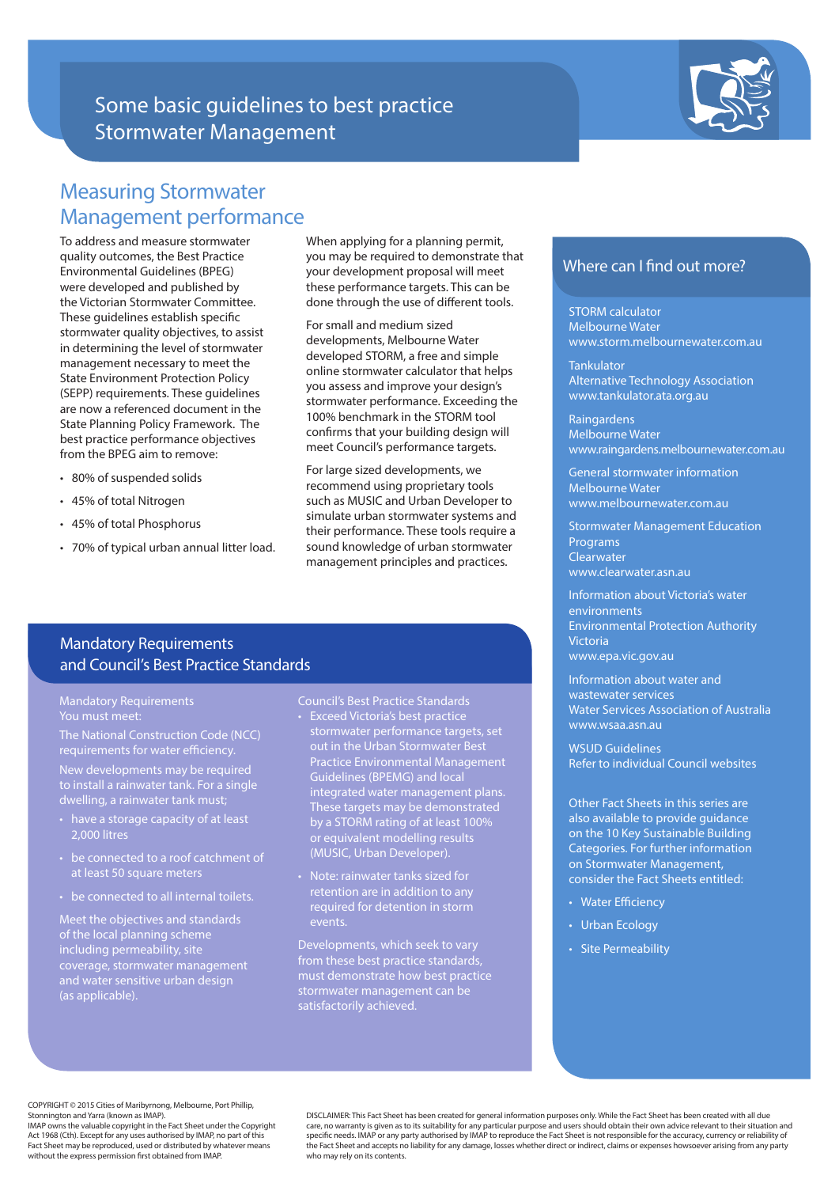# Some basic guidelines to best practice Stormwater Management

## Measuring Stormwater Management performance

To address and measure stormwater quality outcomes, the Best Practice Environmental Guidelines (BPEG) were developed and published by the Victorian Stormwater Committee. These guidelines establish specific stormwater quality objectives, to assist in determining the level of stormwater management necessary to meet the State Environment Protection Policy (SEPP) requirements. These guidelines are now a referenced document in the State Planning Policy Framework. The best practice performance objectives from the BPEG aim to remove:

- 80% of suspended solids
- 45% of total Nitrogen
- 45% of total Phosphorus
- 70% of typical urban annual litter load.

When applying for a planning permit, you may be required to demonstrate that your development proposal will meet these performance targets. This can be done through the use of different tools.

For small and medium sized developments, Melbourne Water developed STORM, a free and simple online stormwater calculator that helps you assess and improve your design's stormwater performance. Exceeding the 100% benchmark in the STORM tool confirms that your building design will meet Council's performance targets.

For large sized developments, we recommend using proprietary tools such as MUSIC and Urban Developer to simulate urban stormwater systems and their performance. These tools require a sound knowledge of urban stormwater management principles and practices.

## Mandatory Requirements and Council's Best Practice Standards

Mandatory Requirements
You must meet:

The National Construction Code (NCC) requirements for water efficiency.

New developments may be required to install a rainwater tank. For a single dwelling, a rainwater tank must;

- have a storage capacity of at least 2,000 litres
- be connected to a roof catchment of at least 50 square meters
- be connected to all internal toilets.

Meet the objectives and standards of the local planning scheme including permeability, site coverage, stormwater management and water sensitive urban design (as applicable).

Council's Best Practice Standards

- Exceed Victoria's best practice stormwater performance targets, set out in the Urban Stormwater Best Practice Environmental Management Guidelines (BPEMG) and local integrated water management plans. These targets may be demonstrated by a STORM rating of at least 100% or equivalent modelling results (MUSIC, Urban Developer).
- Note: rainwater tanks sized for retention are in addition to any required for detention in storm events.

Developments, which seek to vary from these best practice standards, must demonstrate how best practice stormwater management can be satisfactorily achieved.

## Where can I find out more?

STORM calculator
Melbourne Water
www.storm.melbournewater.com.au

Tankulator
Alternative Technology Association
www.tankulator.ata.org.au

Raingardens
Melbourne Water
www.raingardens.melbournewater.com.au

General stormwater information
Melbourne Water
www.melbournewater.com.au

Stormwater Management Education Programs
Clearwater
www.clearwater.asn.au

Information about Victoria's water environments
Environmental Protection Authority Victoria
www.epa.vic.gov.au

Information about water and wastewater services
Water Services Association of Australia
www.wsaa.asn.au

WSUD Guidelines
Refer to individual Council websites

Other Fact Sheets in this series are also available to provide guidance on the 10 Key Sustainable Building Categories. For further information on Stormwater Management, consider the Fact Sheets entitled:

- Water Efficiency
- Urban Ecology
- Site Permeability

COPYRIGHT © 2015 Cities of Maribyrnong, Melbourne, Port Phillip, Stonnington and Yarra (known as IMAP).
IMAP owns the valuable copyright in the Fact Sheet under the Copyright Act 1968 (Cth). Except for any uses authorised by IMAP, no part of this Fact Sheet may be reproduced, used or distributed by whatever means without the express permission first obtained from IMAP.

DISCLAIMER: This Fact Sheet has been created for general information purposes only. While the Fact Sheet has been created with all due care, no warranty is given as to its suitability for any particular purpose and users should obtain their own advice relevant to their situation and specific needs. IMAP or any party authorised by IMAP to reproduce the Fact Sheet is not responsible for the accuracy, currency or reliability of the Fact Sheet and accepts no liability for any damage, losses whether direct or indirect, claims or expenses howsoever arising from any party who may rely on its contents.